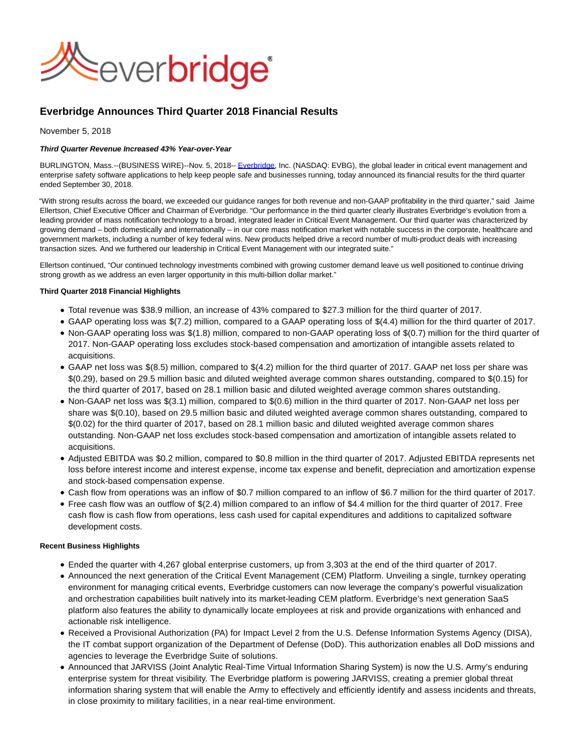# Everbridge Announces Third Quarter 2018 Financial Results

November 5, 2018

***Third Quarter Revenue Increased 43% Year-over-Year***

BURLINGTON, Mass.--(BUSINESS WIRE)--Nov. 5, 2018-- Everbridge, Inc. (NASDAQ: EVBG), the global leader in critical event management and enterprise safety software applications to help keep people safe and businesses running, today announced its financial results for the third quarter ended September 30, 2018.

"With strong results across the board, we exceeded our guidance ranges for both revenue and non-GAAP profitability in the third quarter," said Jaime Ellertson, Chief Executive Officer and Chairman of Everbridge. "Our performance in the third quarter clearly illustrates Everbridge's evolution from a leading provider of mass notification technology to a broad, integrated leader in Critical Event Management. Our third quarter was characterized by growing demand – both domestically and internationally – in our core mass notification market with notable success in the corporate, healthcare and government markets, including a number of key federal wins. New products helped drive a record number of multi-product deals with increasing transaction sizes. And we furthered our leadership in Critical Event Management with our integrated suite."

Ellertson continued, "Our continued technology investments combined with growing customer demand leave us well positioned to continue driving strong growth as we address an even larger opportunity in this multi-billion dollar market."

**Third Quarter 2018 Financial Highlights**

- Total revenue was $38.9 million, an increase of 43% compared to $27.3 million for the third quarter of 2017.
- GAAP operating loss was $(7.2) million, compared to a GAAP operating loss of $(4.4) million for the third quarter of 2017.
- Non-GAAP operating loss was $(1.8) million, compared to non-GAAP operating loss of $(0.7) million for the third quarter of 2017. Non-GAAP operating loss excludes stock-based compensation and amortization of intangible assets related to acquisitions.
- GAAP net loss was $(8.5) million, compared to $(4.2) million for the third quarter of 2017. GAAP net loss per share was $(0.29), based on 29.5 million basic and diluted weighted average common shares outstanding, compared to $(0.15) for the third quarter of 2017, based on 28.1 million basic and diluted weighted average common shares outstanding.
- Non-GAAP net loss was $(3.1) million, compared to $(0.6) million in the third quarter of 2017. Non-GAAP net loss per share was $(0.10), based on 29.5 million basic and diluted weighted average common shares outstanding, compared to $(0.02) for the third quarter of 2017, based on 28.1 million basic and diluted weighted average common shares outstanding. Non-GAAP net loss excludes stock-based compensation and amortization of intangible assets related to acquisitions.
- Adjusted EBITDA was $0.2 million, compared to $0.8 million in the third quarter of 2017. Adjusted EBITDA represents net loss before interest income and interest expense, income tax expense and benefit, depreciation and amortization expense and stock-based compensation expense.
- Cash flow from operations was an inflow of $0.7 million compared to an inflow of $6.7 million for the third quarter of 2017.
- Free cash flow was an outflow of $(2.4) million compared to an inflow of $4.4 million for the third quarter of 2017. Free cash flow is cash flow from operations, less cash used for capital expenditures and additions to capitalized software development costs.

**Recent Business Highlights**

- Ended the quarter with 4,267 global enterprise customers, up from 3,303 at the end of the third quarter of 2017.
- Announced the next generation of the Critical Event Management (CEM) Platform. Unveiling a single, turnkey operating environment for managing critical events, Everbridge customers can now leverage the company's powerful visualization and orchestration capabilities built natively into its market-leading CEM platform. Everbridge's next generation SaaS platform also features the ability to dynamically locate employees at risk and provide organizations with enhanced and actionable risk intelligence.
- Received a Provisional Authorization (PA) for Impact Level 2 from the U.S. Defense Information Systems Agency (DISA), the IT combat support organization of the Department of Defense (DoD). This authorization enables all DoD missions and agencies to leverage the Everbridge Suite of solutions.
- Announced that JARVISS (Joint Analytic Real-Time Virtual Information Sharing System) is now the U.S. Army's enduring enterprise system for threat visibility. The Everbridge platform is powering JARVISS, creating a premier global threat information sharing system that will enable the Army to effectively and efficiently identify and assess incidents and threats, in close proximity to military facilities, in a near real-time environment.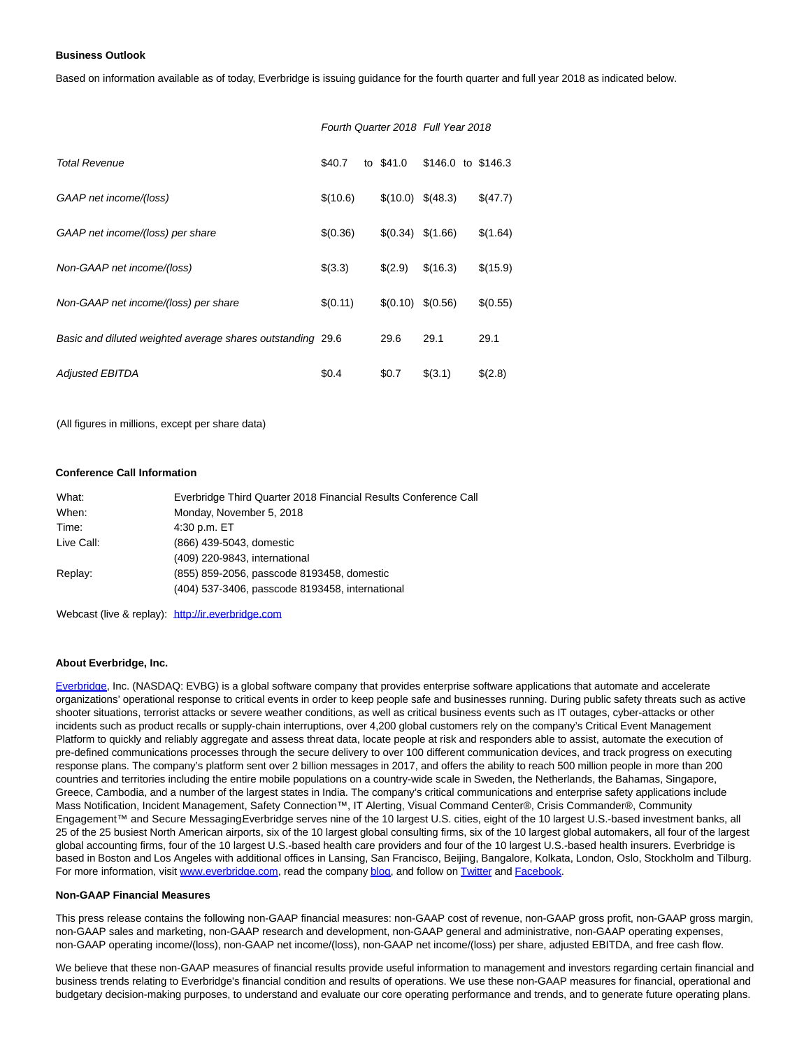**Business Outlook**

Based on information available as of today, Everbridge is issuing guidance for the fourth quarter and full year 2018 as indicated below.

| | *Fourth Quarter 2018* | | | *Full Year 2018* | | |
|---|---|---|---|---|---|---|
| *Total Revenue* | $40.7 | to | $41.0 | $146.0 | to | $146.3 |
| *GAAP net income/(loss)* | $(10.6) | | $(10.0) | $(48.3) | | $(47.7) |
| *GAAP net income/(loss) per share* | $(0.36) | | $(0.34) | $(1.66) | | $(1.64) |
| *Non-GAAP net income/(loss)* | $(3.3) | | $(2.9) | $(16.3) | | $(15.9) |
| *Non-GAAP net income/(loss) per share* | $(0.11) | | $(0.10) | $(0.56) | | $(0.55) |
| *Basic and diluted weighted average shares outstanding* | 29.6 | | 29.6 | 29.1 | | 29.1 |
| *Adjusted EBITDA* | $0.4 | | $0.7 | $(3.1) | | $(2.8) |

(All figures in millions, except per share data)

**Conference Call Information**

| | |
|---|---|
| What: | Everbridge Third Quarter 2018 Financial Results Conference Call |
| When: | Monday, November 5, 2018 |
| Time: | 4:30 p.m. ET |
| Live Call: | (866) 439-5043, domestic |
| | (409) 220-9843, international |
| Replay: | (855) 859-2056, passcode 8193458, domestic |
| | (404) 537-3406, passcode 8193458, international |

Webcast (live & replay): http://ir.everbridge.com

**About Everbridge, Inc.**

Everbridge, Inc. (NASDAQ: EVBG) is a global software company that provides enterprise software applications that automate and accelerate organizations' operational response to critical events in order to keep people safe and businesses running. During public safety threats such as active shooter situations, terrorist attacks or severe weather conditions, as well as critical business events such as IT outages, cyber-attacks or other incidents such as product recalls or supply-chain interruptions, over 4,200 global customers rely on the company's Critical Event Management Platform to quickly and reliably aggregate and assess threat data, locate people at risk and responders able to assist, automate the execution of pre-defined communications processes through the secure delivery to over 100 different communication devices, and track progress on executing response plans. The company's platform sent over 2 billion messages in 2017, and offers the ability to reach 500 million people in more than 200 countries and territories including the entire mobile populations on a country-wide scale in Sweden, the Netherlands, the Bahamas, Singapore, Greece, Cambodia, and a number of the largest states in India. The company's critical communications and enterprise safety applications include Mass Notification, Incident Management, Safety Connection™, IT Alerting, Visual Command Center®, Crisis Commander®, Community Engagement™ and Secure MessagingEverbridge serves nine of the 10 largest U.S. cities, eight of the 10 largest U.S.-based investment banks, all 25 of the 25 busiest North American airports, six of the 10 largest global consulting firms, six of the 10 largest global automakers, all four of the largest global accounting firms, four of the 10 largest U.S.-based health care providers and four of the 10 largest U.S.-based health insurers. Everbridge is based in Boston and Los Angeles with additional offices in Lansing, San Francisco, Beijing, Bangalore, Kolkata, London, Oslo, Stockholm and Tilburg. For more information, visit www.everbridge.com, read the company blog, and follow on Twitter and Facebook.

**Non-GAAP Financial Measures**

This press release contains the following non-GAAP financial measures: non-GAAP cost of revenue, non-GAAP gross profit, non-GAAP gross margin, non-GAAP sales and marketing, non-GAAP research and development, non-GAAP general and administrative, non-GAAP operating expenses, non-GAAP operating income/(loss), non-GAAP net income/(loss), non-GAAP net income/(loss) per share, adjusted EBITDA, and free cash flow.

We believe that these non-GAAP measures of financial results provide useful information to management and investors regarding certain financial and business trends relating to Everbridge's financial condition and results of operations. We use these non-GAAP measures for financial, operational and budgetary decision-making purposes, to understand and evaluate our core operating performance and trends, and to generate future operating plans.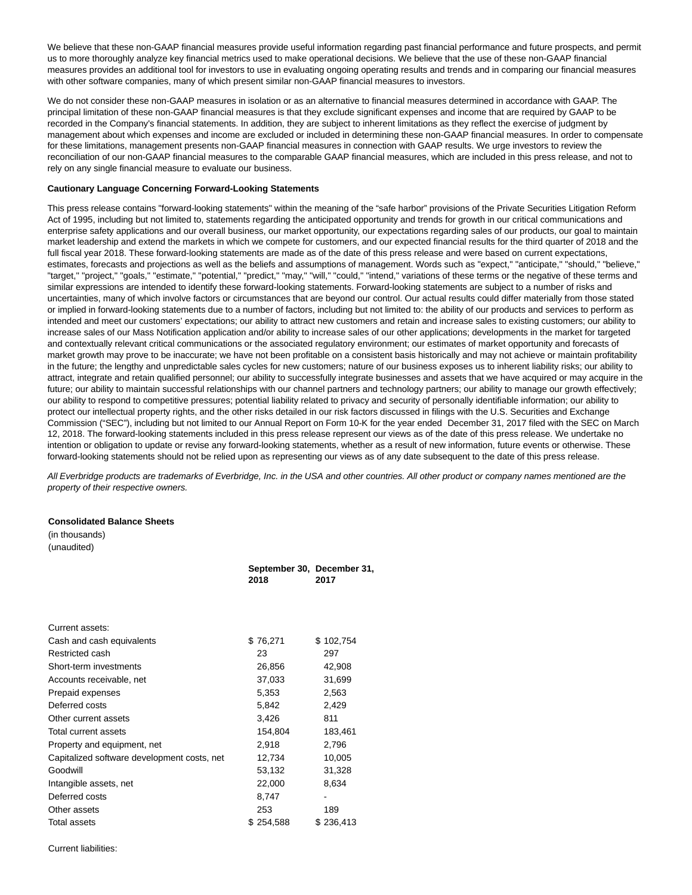We believe that these non-GAAP financial measures provide useful information regarding past financial performance and future prospects, and permit us to more thoroughly analyze key financial metrics used to make operational decisions. We believe that the use of these non-GAAP financial measures provides an additional tool for investors to use in evaluating ongoing operating results and trends and in comparing our financial measures with other software companies, many of which present similar non-GAAP financial measures to investors.

We do not consider these non-GAAP measures in isolation or as an alternative to financial measures determined in accordance with GAAP. The principal limitation of these non-GAAP financial measures is that they exclude significant expenses and income that are required by GAAP to be recorded in the Company's financial statements. In addition, they are subject to inherent limitations as they reflect the exercise of judgment by management about which expenses and income are excluded or included in determining these non-GAAP financial measures. In order to compensate for these limitations, management presents non-GAAP financial measures in connection with GAAP results. We urge investors to review the reconciliation of our non-GAAP financial measures to the comparable GAAP financial measures, which are included in this press release, and not to rely on any single financial measure to evaluate our business.

**Cautionary Language Concerning Forward-Looking Statements**

This press release contains "forward-looking statements" within the meaning of the "safe harbor" provisions of the Private Securities Litigation Reform Act of 1995, including but not limited to, statements regarding the anticipated opportunity and trends for growth in our critical communications and enterprise safety applications and our overall business, our market opportunity, our expectations regarding sales of our products, our goal to maintain market leadership and extend the markets in which we compete for customers, and our expected financial results for the third quarter of 2018 and the full fiscal year 2018. These forward-looking statements are made as of the date of this press release and were based on current expectations, estimates, forecasts and projections as well as the beliefs and assumptions of management. Words such as "expect," "anticipate," "should," "believe," "target," "project," "goals," "estimate," "potential," "predict," "may," "will," "could," "intend," variations of these terms or the negative of these terms and similar expressions are intended to identify these forward-looking statements. Forward-looking statements are subject to a number of risks and uncertainties, many of which involve factors or circumstances that are beyond our control. Our actual results could differ materially from those stated or implied in forward-looking statements due to a number of factors, including but not limited to: the ability of our products and services to perform as intended and meet our customers' expectations; our ability to attract new customers and retain and increase sales to existing customers; our ability to increase sales of our Mass Notification application and/or ability to increase sales of our other applications; developments in the market for targeted and contextually relevant critical communications or the associated regulatory environment; our estimates of market opportunity and forecasts of market growth may prove to be inaccurate; we have not been profitable on a consistent basis historically and may not achieve or maintain profitability in the future; the lengthy and unpredictable sales cycles for new customers; nature of our business exposes us to inherent liability risks; our ability to attract, integrate and retain qualified personnel; our ability to successfully integrate businesses and assets that we have acquired or may acquire in the future; our ability to maintain successful relationships with our channel partners and technology partners; our ability to manage our growth effectively; our ability to respond to competitive pressures; potential liability related to privacy and security of personally identifiable information; our ability to protect our intellectual property rights, and the other risks detailed in our risk factors discussed in filings with the U.S. Securities and Exchange Commission ("SEC"), including but not limited to our Annual Report on Form 10-K for the year ended December 31, 2017 filed with the SEC on March 12, 2018. The forward-looking statements included in this press release represent our views as of the date of this press release. We undertake no intention or obligation to update or revise any forward-looking statements, whether as a result of new information, future events or otherwise. These forward-looking statements should not be relied upon as representing our views as of any date subsequent to the date of this press release.

*All Everbridge products are trademarks of Everbridge, Inc. in the USA and other countries. All other product or company names mentioned are the property of their respective owners.*

**Consolidated Balance Sheets**
(in thousands)
(unaudited)

| | **September 30, 2018** | **December 31, 2017** |
|---|---|---|
| Current assets: | | |
| Cash and cash equivalents | $ 76,271 | $ 102,754 |
| Restricted cash | 23 | 297 |
| Short-term investments | 26,856 | 42,908 |
| Accounts receivable, net | 37,033 | 31,699 |
| Prepaid expenses | 5,353 | 2,563 |
| Deferred costs | 5,842 | 2,429 |
| Other current assets | 3,426 | 811 |
| Total current assets | 154,804 | 183,461 |
| Property and equipment, net | 2,918 | 2,796 |
| Capitalized software development costs, net | 12,734 | 10,005 |
| Goodwill | 53,132 | 31,328 |
| Intangible assets, net | 22,000 | 8,634 |
| Deferred costs | 8,747 | - |
| Other assets | 253 | 189 |
| Total assets | $ 254,588 | $ 236,413 |

Current liabilities: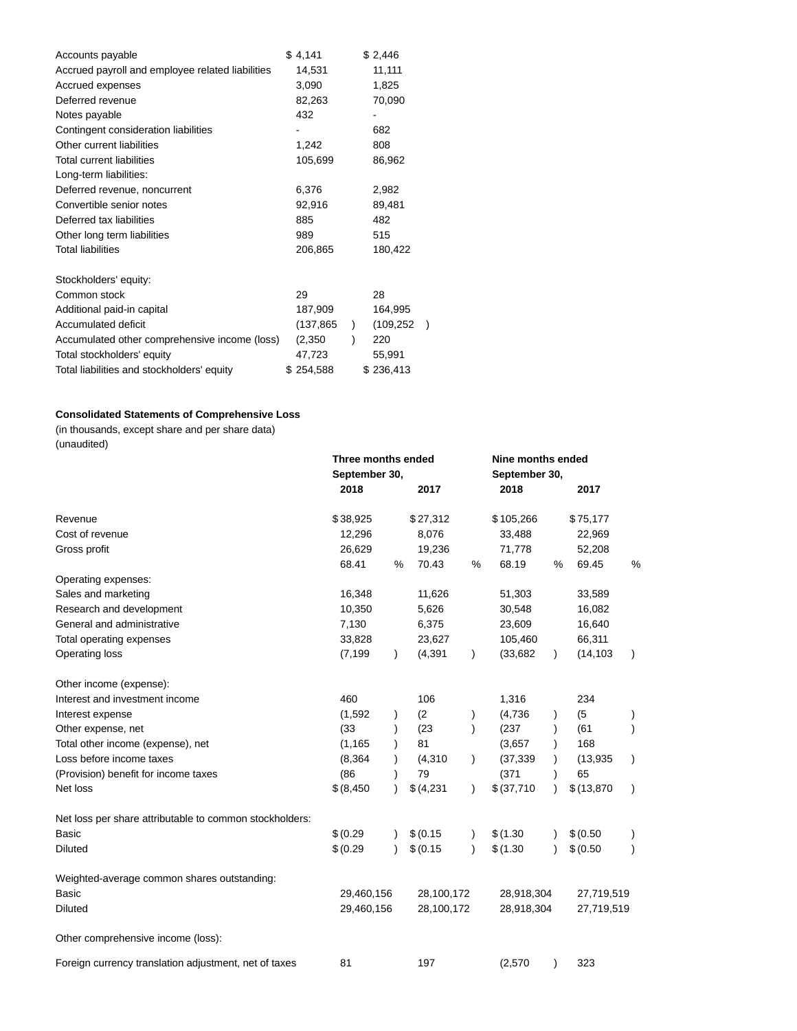| | | |
|---|---|---|
| Accounts payable | $ 4,141 | $ 2,446 |
| Accrued payroll and employee related liabilities | 14,531 | 11,111 |
| Accrued expenses | 3,090 | 1,825 |
| Deferred revenue | 82,263 | 70,090 |
| Notes payable | 432 | - |
| Contingent consideration liabilities | - | 682 |
| Other current liabilities | 1,242 | 808 |
| Total current liabilities | 105,699 | 86,962 |
| Long-term liabilities: | | |
| Deferred revenue, noncurrent | 6,376 | 2,982 |
| Convertible senior notes | 92,916 | 89,481 |
| Deferred tax liabilities | 885 | 482 |
| Other long term liabilities | 989 | 515 |
| Total liabilities | 206,865 | 180,422 |
| | | |
| Stockholders' equity: | | |
| Common stock | 29 | 28 |
| Additional paid-in capital | 187,909 | 164,995 |
| Accumulated deficit | (137,865) | (109,252) |
| Accumulated other comprehensive income (loss) | (2,350) | 220 |
| Total stockholders' equity | 47,723 | 55,991 |
| Total liabilities and stockholders' equity | $ 254,588 | $ 236,413 |

**Consolidated Statements of Comprehensive Loss**

(in thousands, except share and per share data)
(unaudited)

| | Three months ended September 30, | | Nine months ended September 30, | |
|---|---|---|---|---|
| | 2018 | 2017 | 2018 | 2017 |
| Revenue | $ 38,925 | $ 27,312 | $ 105,266 | $ 75,177 |
| Cost of revenue | 12,296 | 8,076 | 33,488 | 22,969 |
| Gross profit | 26,629 | 19,236 | 71,778 | 52,208 |
| | 68.41 % | 70.43 % | 68.19 % | 69.45 % |
| Operating expenses: | | | | |
| Sales and marketing | 16,348 | 11,626 | 51,303 | 33,589 |
| Research and development | 10,350 | 5,626 | 30,548 | 16,082 |
| General and administrative | 7,130 | 6,375 | 23,609 | 16,640 |
| Total operating expenses | 33,828 | 23,627 | 105,460 | 66,311 |
| Operating loss | (7,199) | (4,391) | (33,682) | (14,103) |
| | | | | |
| Other income (expense): | | | | |
| Interest and investment income | 460 | 106 | 1,316 | 234 |
| Interest expense | (1,592) | (2) | (4,736) | (5) |
| Other expense, net | (33) | (23) | (237) | (61) |
| Total other income (expense), net | (1,165) | 81 | (3,657) | 168 |
| Loss before income taxes | (8,364) | (4,310) | (37,339) | (13,935) |
| (Provision) benefit for income taxes | (86) | 79 | (371) | 65 |
| Net loss | $ (8,450) | $ (4,231) | $ (37,710) | $ (13,870) |
| | | | | |
| Net loss per share attributable to common stockholders: | | | | |
| Basic | $ (0.29) | $ (0.15) | $ (1.30) | $ (0.50) |
| Diluted | $ (0.29) | $ (0.15) | $ (1.30) | $ (0.50) |
| | | | | |
| Weighted-average common shares outstanding: | | | | |
| Basic | 29,460,156 | 28,100,172 | 28,918,304 | 27,719,519 |
| Diluted | 29,460,156 | 28,100,172 | 28,918,304 | 27,719,519 |
| | | | | |
| Other comprehensive income (loss): | | | | |
| Foreign currency translation adjustment, net of taxes | 81 | 197 | (2,570) | 323 |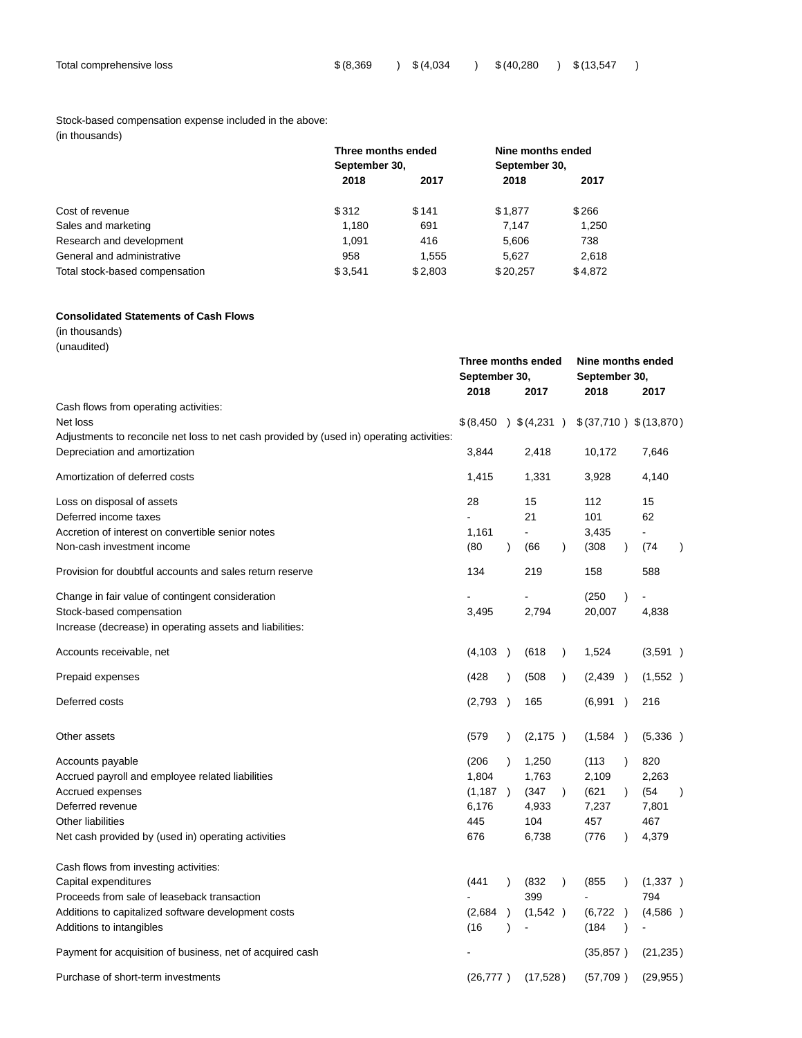| | | | | |
|---|---|---|---|---|
| Total comprehensive loss | $ (8,369 ) | $ (4,034 ) | $ (40,280 ) | $ (13,547 ) |

Stock-based compensation expense included in the above:
(in thousands)

| | Three months ended September 30, | | Nine months ended September 30, | |
|---|---|---|---|---|
| | 2018 | 2017 | 2018 | 2017 |
| Cost of revenue | $ 312 | $ 141 | $ 1,877 | $ 266 |
| Sales and marketing | 1,180 | 691 | 7,147 | 1,250 |
| Research and development | 1,091 | 416 | 5,606 | 738 |
| General and administrative | 958 | 1,555 | 5,627 | 2,618 |
| Total stock-based compensation | $ 3,541 | $ 2,803 | $ 20,257 | $ 4,872 |

**Consolidated Statements of Cash Flows**
(in thousands)
(unaudited)

| | Three months ended September 30, | | Nine months ended September 30, | |
|---|---|---|---|---|
| | 2018 | 2017 | 2018 | 2017 |
| Cash flows from operating activities: | | | | |
| Net loss | $ (8,450 ) | $ (4,231 ) | $ (37,710 ) | $ (13,870 ) |
| Adjustments to reconcile net loss to net cash provided by (used in) operating activities: | | | | |
| Depreciation and amortization | 3,844 | 2,418 | 10,172 | 7,646 |
| Amortization of deferred costs | 1,415 | 1,331 | 3,928 | 4,140 |
| Loss on disposal of assets | 28 | 15 | 112 | 15 |
| Deferred income taxes | - | 21 | 101 | 62 |
| Accretion of interest on convertible senior notes | 1,161 | - | 3,435 | - |
| Non-cash investment income | (80 ) | (66 ) | (308 ) | (74 ) |
| Provision for doubtful accounts and sales return reserve | 134 | 219 | 158 | 588 |
| Change in fair value of contingent consideration | - | - | (250 ) | - |
| Stock-based compensation | 3,495 | 2,794 | 20,007 | 4,838 |
| Increase (decrease) in operating assets and liabilities: | | | | |
| Accounts receivable, net | (4,103 ) | (618 ) | 1,524 | (3,591 ) |
| Prepaid expenses | (428 ) | (508 ) | (2,439 ) | (1,552 ) |
| Deferred costs | (2,793 ) | 165 | (6,991 ) | 216 |
| Other assets | (579 ) | (2,175 ) | (1,584 ) | (5,336 ) |
| Accounts payable | (206 ) | 1,250 | (113 ) | 820 |
| Accrued payroll and employee related liabilities | 1,804 | 1,763 | 2,109 | 2,263 |
| Accrued expenses | (1,187 ) | (347 ) | (621 ) | (54 ) |
| Deferred revenue | 6,176 | 4,933 | 7,237 | 7,801 |
| Other liabilities | 445 | 104 | 457 | 467 |
| Net cash provided by (used in) operating activities | 676 | 6,738 | (776 ) | 4,379 |
| Cash flows from investing activities: | | | | |
| Capital expenditures | (441 ) | (832 ) | (855 ) | (1,337 ) |
| Proceeds from sale of leaseback transaction | - | 399 | - | 794 |
| Additions to capitalized software development costs | (2,684 ) | (1,542 ) | (6,722 ) | (4,586 ) |
| Additions to intangibles | (16 ) | - | (184 ) | - |
| Payment for acquisition of business, net of acquired cash | - | | (35,857 ) | (21,235 ) |
| Purchase of short-term investments | (26,777 ) | (17,528 ) | (57,709 ) | (29,955 ) |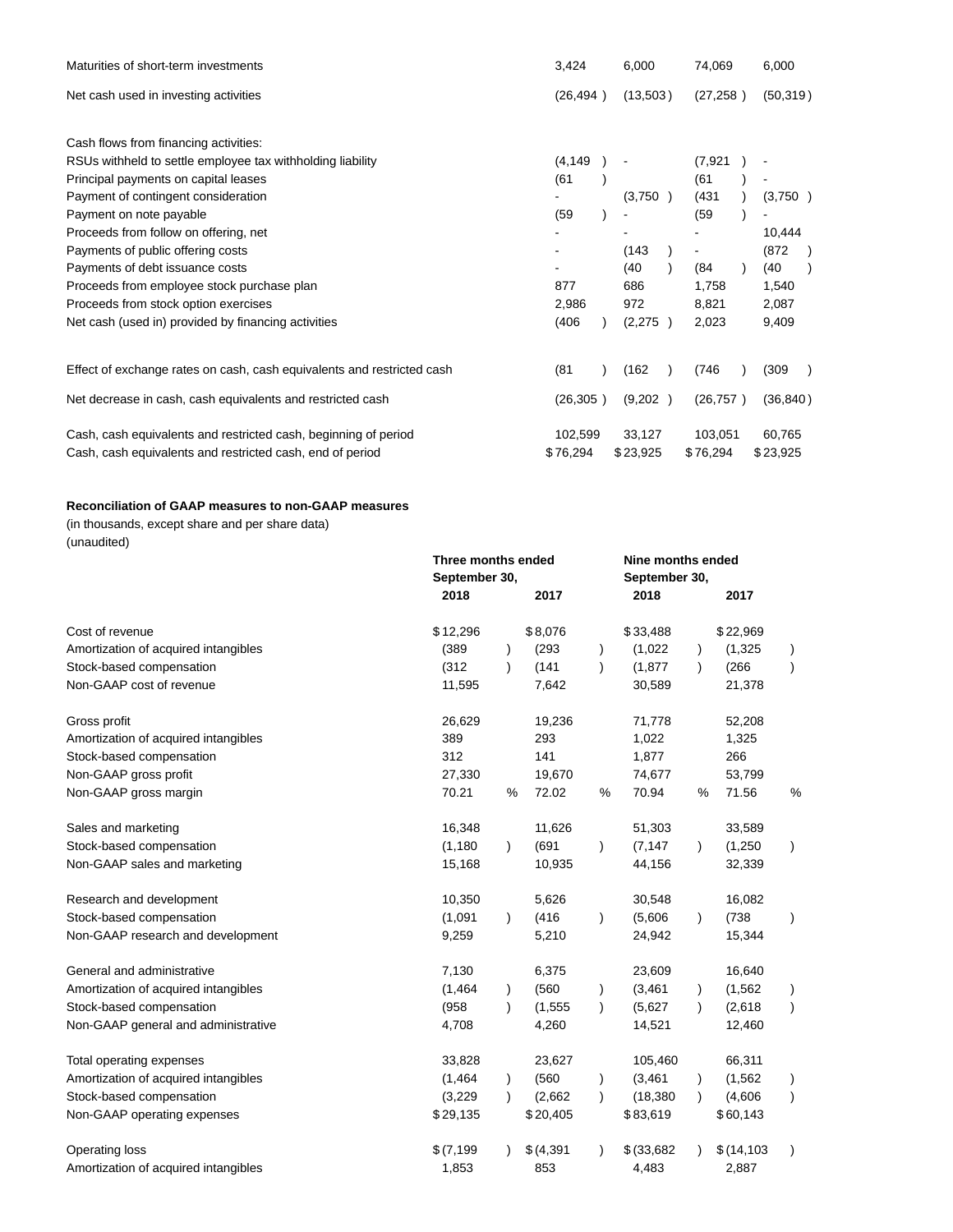| | | | | |
|---|---|---|---|---|
| Maturities of short-term investments | 3,424 | 6,000 | 74,069 | 6,000 |
| Net cash used in investing activities | (26,494) | (13,503) | (27,258) | (50,319) |
| | | | | |
| Cash flows from financing activities: | | | | |
| RSUs withheld to settle employee tax withholding liability | (4,149) | - | (7,921) | - |
| Principal payments on capital leases | (61) | | (61) | - |
| Payment of contingent consideration | - | (3,750) | (431) | (3,750) |
| Payment on note payable | (59) | - | (59) | - |
| Proceeds from follow on offering, net | - | - | - | 10,444 |
| Payments of public offering costs | - | (143) | - | (872) |
| Payments of debt issuance costs | - | (40) | (84) | (40) |
| Proceeds from employee stock purchase plan | 877 | 686 | 1,758 | 1,540 |
| Proceeds from stock option exercises | 2,986 | 972 | 8,821 | 2,087 |
| Net cash (used in) provided by financing activities | (406) | (2,275) | 2,023 | 9,409 |
| | | | | |
| Effect of exchange rates on cash, cash equivalents and restricted cash | (81) | (162) | (746) | (309) |
| Net decrease in cash, cash equivalents and restricted cash | (26,305) | (9,202) | (26,757) | (36,840) |
| | | | | |
| Cash, cash equivalents and restricted cash, beginning of period | 102,599 | 33,127 | 103,051 | 60,765 |
| Cash, cash equivalents and restricted cash, end of period | $76,294 | $23,925 | $76,294 | $23,925 |

**Reconciliation of GAAP measures to non-GAAP measures**

(in thousands, except share and per share data)

(unaudited)

| | Three months ended September 30, | | Nine months ended September 30, | |
|---|---|---|---|---|
| | 2018 | 2017 | 2018 | 2017 |
| Cost of revenue | $12,296 | $8,076 | $33,488 | $22,969 |
| Amortization of acquired intangibles | (389) | (293) | (1,022) | (1,325) |
| Stock-based compensation | (312) | (141) | (1,877) | (266) |
| Non-GAAP cost of revenue | 11,595 | 7,642 | 30,589 | 21,378 |
| | | | | |
| Gross profit | 26,629 | 19,236 | 71,778 | 52,208 |
| Amortization of acquired intangibles | 389 | 293 | 1,022 | 1,325 |
| Stock-based compensation | 312 | 141 | 1,877 | 266 |
| Non-GAAP gross profit | 27,330 | 19,670 | 74,677 | 53,799 |
| Non-GAAP gross margin | 70.21 % | 72.02 % | 70.94 % | 71.56 % |
| | | | | |
| Sales and marketing | 16,348 | 11,626 | 51,303 | 33,589 |
| Stock-based compensation | (1,180) | (691) | (7,147) | (1,250) |
| Non-GAAP sales and marketing | 15,168 | 10,935 | 44,156 | 32,339 |
| | | | | |
| Research and development | 10,350 | 5,626 | 30,548 | 16,082 |
| Stock-based compensation | (1,091) | (416) | (5,606) | (738) |
| Non-GAAP research and development | 9,259 | 5,210 | 24,942 | 15,344 |
| | | | | |
| General and administrative | 7,130 | 6,375 | 23,609 | 16,640 |
| Amortization of acquired intangibles | (1,464) | (560) | (3,461) | (1,562) |
| Stock-based compensation | (958) | (1,555) | (5,627) | (2,618) |
| Non-GAAP general and administrative | 4,708 | 4,260 | 14,521 | 12,460 |
| | | | | |
| Total operating expenses | 33,828 | 23,627 | 105,460 | 66,311 |
| Amortization of acquired intangibles | (1,464) | (560) | (3,461) | (1,562) |
| Stock-based compensation | (3,229) | (2,662) | (18,380) | (4,606) |
| Non-GAAP operating expenses | $29,135 | $20,405 | $83,619 | $60,143 |
| | | | | |
| Operating loss | $(7,199) | $(4,391) | $(33,682) | $(14,103) |
| Amortization of acquired intangibles | 1,853 | 853 | 4,483 | 2,887 |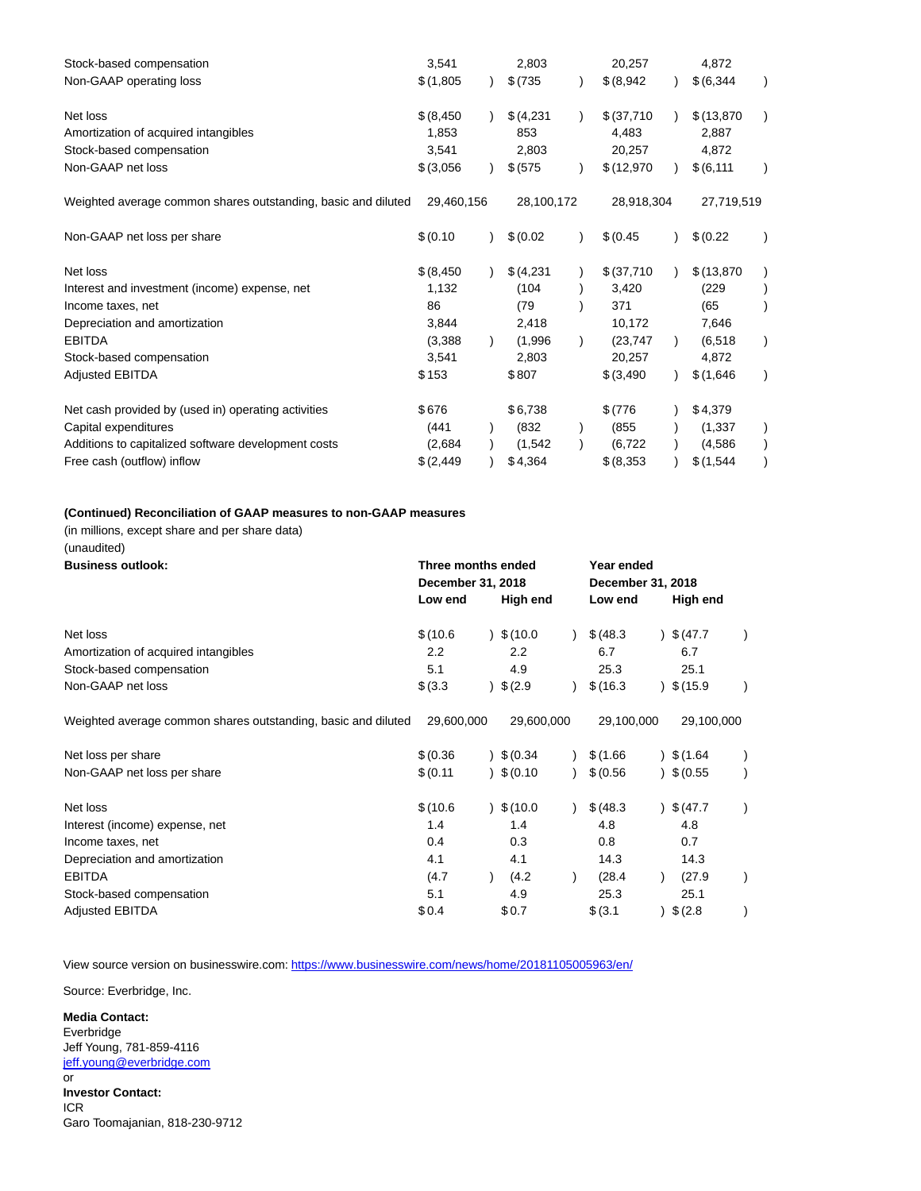| | | | | |
|---|---|---|---|---|
| Stock-based compensation | 3,541 | 2,803 | 20,257 | 4,872 |
| Non-GAAP operating loss | $ (1,805 ) | $ (735 ) | $ (8,942 ) | $ (6,344 ) |
| | | | | |
| Net loss | $ (8,450 ) | $ (4,231 ) | $ (37,710 ) | $ (13,870 ) |
| Amortization of acquired intangibles | 1,853 | 853 | 4,483 | 2,887 |
| Stock-based compensation | 3,541 | 2,803 | 20,257 | 4,872 |
| Non-GAAP net loss | $ (3,056 ) | $ (575 ) | $ (12,970 ) | $ (6,111 ) |
| | | | | |
| Weighted average common shares outstanding, basic and diluted | 29,460,156 | 28,100,172 | 28,918,304 | 27,719,519 |
| | | | | |
| Non-GAAP net loss per share | $ (0.10 ) | $ (0.02 ) | $ (0.45 ) | $ (0.22 ) |
| | | | | |
| Net loss | $ (8,450 ) | $ (4,231 ) | $ (37,710 ) | $ (13,870 ) |
| Interest and investment (income) expense, net | 1,132 | (104 ) | 3,420 | (229 ) |
| Income taxes, net | 86 | (79 ) | 371 | (65 ) |
| Depreciation and amortization | 3,844 | 2,418 | 10,172 | 7,646 |
| EBITDA | (3,388 ) | (1,996 ) | (23,747 ) | (6,518 ) |
| Stock-based compensation | 3,541 | 2,803 | 20,257 | 4,872 |
| Adjusted EBITDA | $ 153 | $ 807 | $ (3,490 ) | $ (1,646 ) |
| | | | | |
| Net cash provided by (used in) operating activities | $ 676 | $ 6,738 | $ (776 ) | $ 4,379 |
| Capital expenditures | (441 ) | (832 ) | (855 ) | (1,337 ) |
| Additions to capitalized software development costs | (2,684 ) | (1,542 ) | (6,722 ) | (4,586 ) |
| Free cash (outflow) inflow | $ (2,449 ) | $ 4,364 | $ (8,353 ) | $ (1,544 ) |

**(Continued) Reconciliation of GAAP measures to non-GAAP measures**

(in millions, except share and per share data)

(unaudited)

| **Business outlook:** | **Three months ended December 31, 2018** | | **Year ended December 31, 2018** | |
|---|---|---|---|---|
| | **Low end** | **High end** | **Low end** | **High end** |
| Net loss | $ (10.6 ) | $ (10.0 ) | $ (48.3 ) | $ (47.7 ) |
| Amortization of acquired intangibles | 2.2 | 2.2 | 6.7 | 6.7 |
| Stock-based compensation | 5.1 | 4.9 | 25.3 | 25.1 |
| Non-GAAP net loss | $ (3.3 ) | $ (2.9 ) | $ (16.3 ) | $ (15.9 ) |
| | | | | |
| Weighted average common shares outstanding, basic and diluted | 29,600,000 | 29,600,000 | 29,100,000 | 29,100,000 |
| | | | | |
| Net loss per share | $ (0.36 ) | $ (0.34 ) | $ (1.66 ) | $ (1.64 ) |
| Non-GAAP net loss per share | $ (0.11 ) | $ (0.10 ) | $ (0.56 ) | $ (0.55 ) |
| | | | | |
| Net loss | $ (10.6 ) | $ (10.0 ) | $ (48.3 ) | $ (47.7 ) |
| Interest (income) expense, net | 1.4 | 1.4 | 4.8 | 4.8 |
| Income taxes, net | 0.4 | 0.3 | 0.8 | 0.7 |
| Depreciation and amortization | 4.1 | 4.1 | 14.3 | 14.3 |
| EBITDA | (4.7 ) | (4.2 ) | (28.4 ) | (27.9 ) |
| Stock-based compensation | 5.1 | 4.9 | 25.3 | 25.1 |
| Adjusted EBITDA | $ 0.4 | $ 0.7 | $ (3.1 ) | $ (2.8 ) |

View source version on businesswire.com: https://www.businesswire.com/news/home/20181105005963/en/

Source: Everbridge, Inc.

**Media Contact:**
Everbridge
Jeff Young, 781-859-4116
jeff.young@everbridge.com
or
**Investor Contact:**
ICR
Garo Toomajanian, 818-230-9712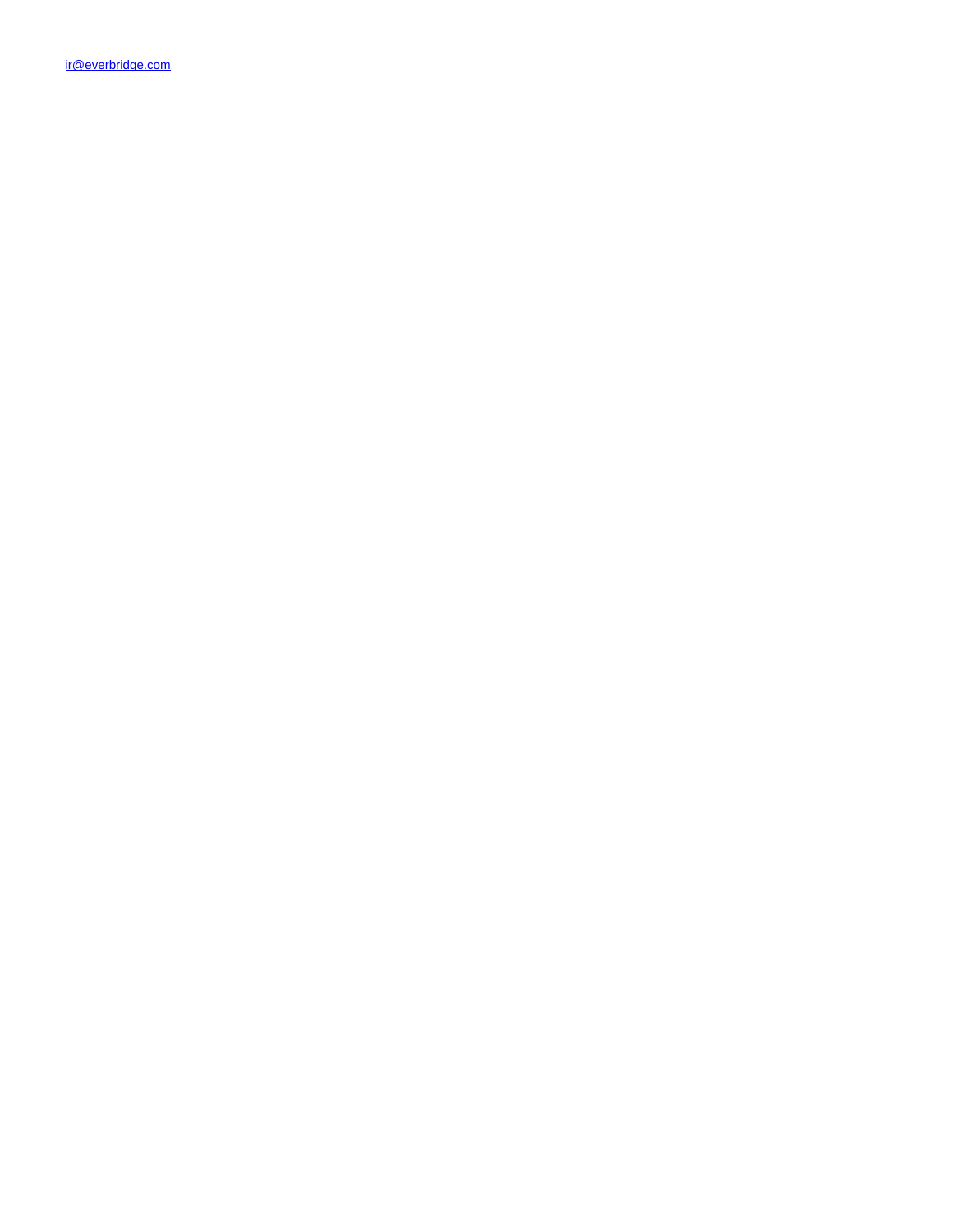ir@everbridge.com